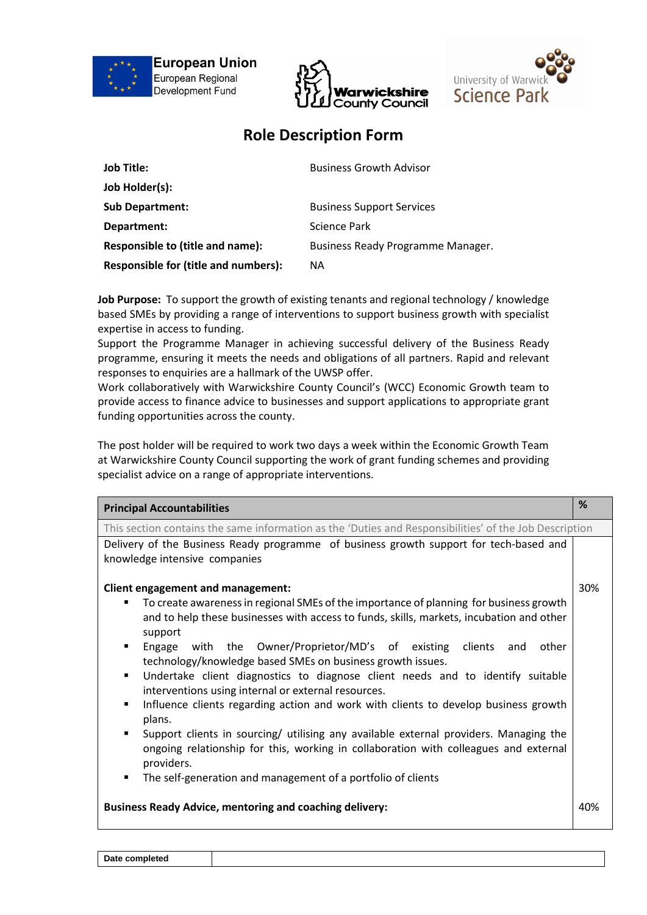European Union
European Regional Development Fund

Warwickshire County Council

University of Warwick Science Park

# Role Description Form

| | |
|---|---|
| **Job Title:** | Business Growth Advisor |
| **Job Holder(s):** | |
| **Sub Department:** | Business Support Services |
| **Department:** | Science Park |
| **Responsible to (title and name):** | Business Ready Programme Manager. |
| **Responsible for (title and numbers):** | NA |

**Job Purpose:** To support the growth of existing tenants and regional technology / knowledge based SMEs by providing a range of interventions to support business growth with specialist expertise in access to funding.
Support the Programme Manager in achieving successful delivery of the Business Ready programme, ensuring it meets the needs and obligations of all partners. Rapid and relevant responses to enquiries are a hallmark of the UWSP offer.
Work collaboratively with Warwickshire County Council's (WCC) Economic Growth team to provide access to finance advice to businesses and support applications to appropriate grant funding opportunities across the county.

The post holder will be required to work two days a week within the Economic Growth Team at Warwickshire County Council supporting the work of grant funding schemes and providing specialist advice on a range of appropriate interventions.

| **Principal Accountabilities** | **%** |
|---|---|
| This section contains the same information as the 'Duties and Responsibilities' of the Job Description | |
| Delivery of the Business Ready programme of business growth support for tech-based and knowledge intensive companies | |
| **Client engagement and management:**<br>▪ To create awareness in regional SMEs of the importance of planning for business growth and to help these businesses with access to funds, skills, markets, incubation and other support<br>▪ Engage with the Owner/Proprietor/MD's of existing clients and other technology/knowledge based SMEs on business growth issues.<br>▪ Undertake client diagnostics to diagnose client needs and to identify suitable interventions using internal or external resources.<br>▪ Influence clients regarding action and work with clients to develop business growth plans.<br>▪ Support clients in sourcing/ utilising any available external providers. Managing the ongoing relationship for this, working in collaboration with colleagues and external providers.<br>▪ The self-generation and management of a portfolio of clients | 30% |
| **Business Ready Advice, mentoring and coaching delivery:** | 40% |

| **Date completed** | |
|---|---|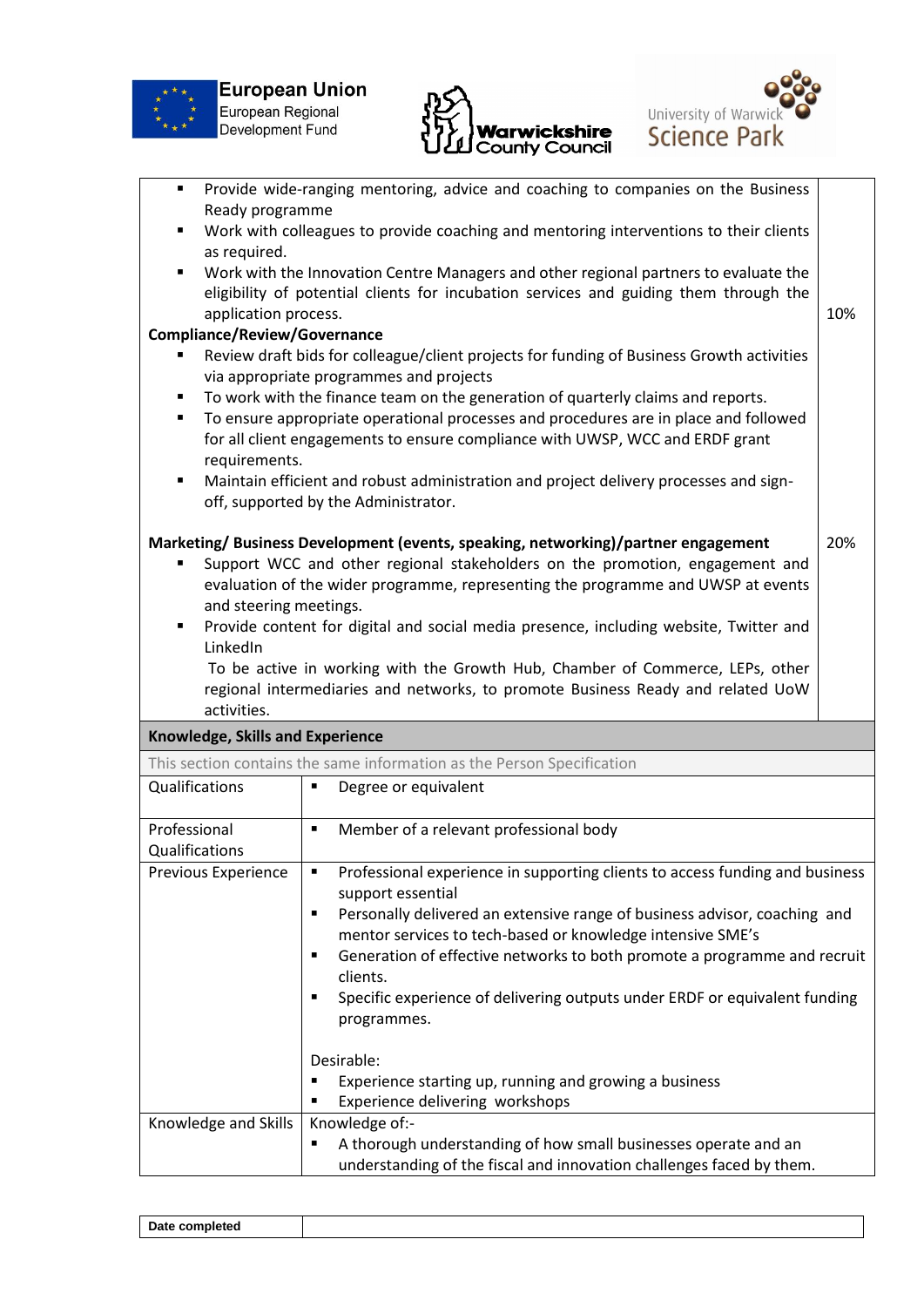| | |
|---|---|
| ▪ Provide wide-ranging mentoring, advice and coaching to companies on the Business Ready programme<br>▪ Work with colleagues to provide coaching and mentoring interventions to their clients as required.<br>▪ Work with the Innovation Centre Managers and other regional partners to evaluate the eligibility of potential clients for incubation services and guiding them through the application process.<br>**Compliance/Review/Governance**<br>▪ Review draft bids for colleague/client projects for funding of Business Growth activities via appropriate programmes and projects<br>▪ To work with the finance team on the generation of quarterly claims and reports.<br>▪ To ensure appropriate operational processes and procedures are in place and followed for all client engagements to ensure compliance with UWSP, WCC and ERDF grant requirements.<br>▪ Maintain efficient and robust administration and project delivery processes and sign-off, supported by the Administrator. | 10% |
| **Marketing/ Business Development (events, speaking, networking)/partner engagement**<br>▪ Support WCC and other regional stakeholders on the promotion, engagement and evaluation of the wider programme, representing the programme and UWSP at events and steering meetings.<br>▪ Provide content for digital and social media presence, including website, Twitter and LinkedIn<br>To be active in working with the Growth Hub, Chamber of Commerce, LEPs, other regional intermediaries and networks, to promote Business Ready and related UoW activities. | 20% |

| **Knowledge, Skills and Experience** | |
|---|---|
| This section contains the same information as the Person Specification | |
| Qualifications | ▪ Degree or equivalent |
| Professional Qualifications | ▪ Member of a relevant professional body |
| Previous Experience | ▪ Professional experience in supporting clients to access funding and business support essential<br>▪ Personally delivered an extensive range of business advisor, coaching and mentor services to tech-based or knowledge intensive SME's<br>▪ Generation of effective networks to both promote a programme and recruit clients.<br>▪ Specific experience of delivering outputs under ERDF or equivalent funding programmes.<br><br>Desirable:<br>▪ Experience starting up, running and growing a business<br>▪ Experience delivering workshops |
| Knowledge and Skills | Knowledge of:-<br>▪ A thorough understanding of how small businesses operate and an understanding of the fiscal and innovation challenges faced by them. |

| **Date completed** | |
|---|---|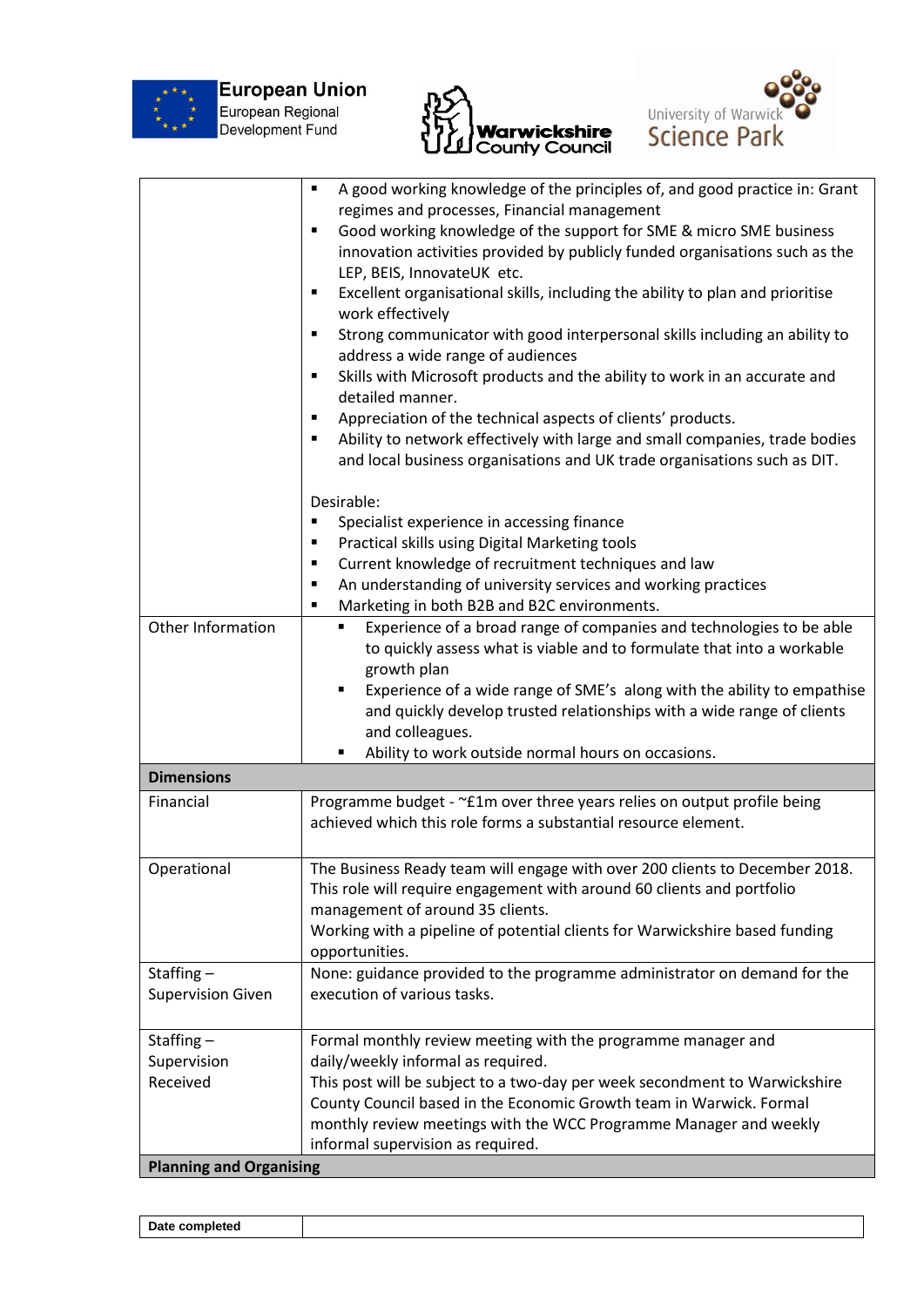| | |
|---|---|
| | ▪ A good working knowledge of the principles of, and good practice in: Grant regimes and processes, Financial management<br>▪ Good working knowledge of the support for SME & micro SME business innovation activities provided by publicly funded organisations such as the LEP, BEIS, InnovateUK etc.<br>▪ Excellent organisational skills, including the ability to plan and prioritise work effectively<br>▪ Strong communicator with good interpersonal skills including an ability to address a wide range of audiences<br>▪ Skills with Microsoft products and the ability to work in an accurate and detailed manner.<br>▪ Appreciation of the technical aspects of clients' products.<br>▪ Ability to network effectively with large and small companies, trade bodies and local business organisations and UK trade organisations such as DIT.<br><br>Desirable:<br>▪ Specialist experience in accessing finance<br>▪ Practical skills using Digital Marketing tools<br>▪ Current knowledge of recruitment techniques and law<br>▪ An understanding of university services and working practices<br>▪ Marketing in both B2B and B2C environments. |
| Other Information | ▪ Experience of a broad range of companies and technologies to be able to quickly assess what is viable and to formulate that into a workable growth plan<br>▪ Experience of a wide range of SME's along with the ability to empathise and quickly develop trusted relationships with a wide range of clients and colleagues.<br>▪ Ability to work outside normal hours on occasions. |
| **Dimensions** | |
| Financial | Programme budget - ~£1m over three years relies on output profile being achieved which this role forms a substantial resource element. |
| Operational | The Business Ready team will engage with over 200 clients to December 2018. This role will require engagement with around 60 clients and portfolio management of around 35 clients.<br>Working with a pipeline of potential clients for Warwickshire based funding opportunities. |
| Staffing – Supervision Given | None: guidance provided to the programme administrator on demand for the execution of various tasks. |
| Staffing – Supervision Received | Formal monthly review meeting with the programme manager and daily/weekly informal as required.<br>This post will be subject to a two-day per week secondment to Warwickshire County Council based in the Economic Growth team in Warwick. Formal monthly review meetings with the WCC Programme Manager and weekly informal supervision as required. |
| **Planning and Organising** | |

| **Date completed** | |
|---|---|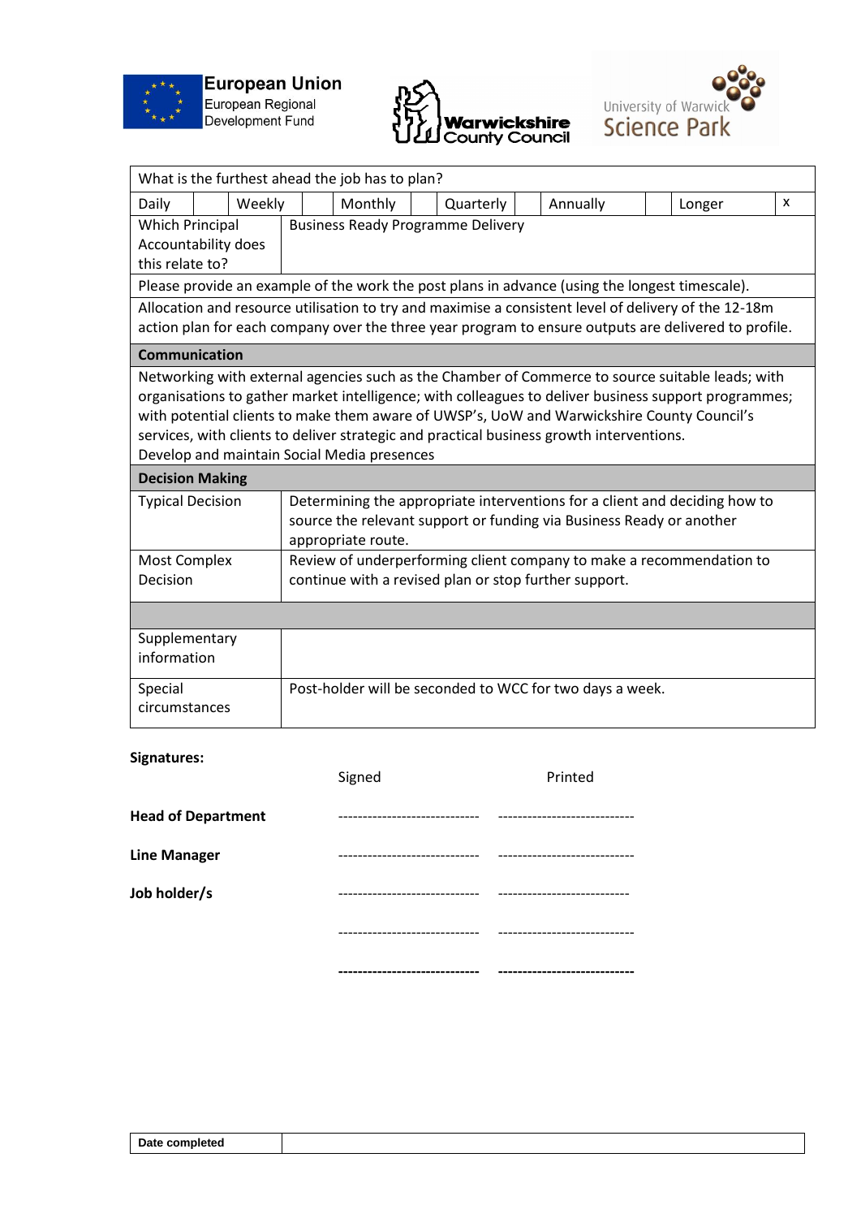| What is the furthest ahead the job has to plan? | | | | | | | | | | | |
|---|---|---|---|---|---|---|---|---|---|---|---|
| Daily | | Weekly | | Monthly | | Quarterly | | Annually | | Longer | x |
| Which Principal Accountability does this relate to? | Business Ready Programme Delivery | | | | | | | | | | |
| Please provide an example of the work the post plans in advance (using the longest timescale). | | | | | | | | | | | |
| Allocation and resource utilisation to try and maximise a consistent level of delivery of the 12-18m action plan for each company over the three year program to ensure outputs are delivered to profile. | | | | | | | | | | | |

| **Communication** |
|---|
| Networking with external agencies such as the Chamber of Commerce to source suitable leads; with organisations to gather market intelligence; with colleagues to deliver business support programmes; with potential clients to make them aware of UWSP's, UoW and Warwickshire County Council's services, with clients to deliver strategic and practical business growth interventions. Develop and maintain Social Media presences |

| **Decision Making** | |
|---|---|
| Typical Decision | Determining the appropriate interventions for a client and deciding how to source the relevant support or funding via Business Ready or another appropriate route. |
| Most Complex Decision | Review of underperforming client company to make a recommendation to continue with a revised plan or stop further support. |
| | |
| Supplementary information | |
| Special circumstances | Post-holder will be seconded to WCC for two days a week. |

**Signatures:**

| | Signed | Printed |
|---|---|---|
| **Head of Department** | ----------------------------- | ---------------------------- |
| **Line Manager** | ----------------------------- | ---------------------------- |
| **Job holder/s** | ----------------------------- | --------------------------- |
| | ----------------------------- | ---------------------------- |
| | ----------------------------- | ---------------------------- |

| **Date completed** | |
|---|---|